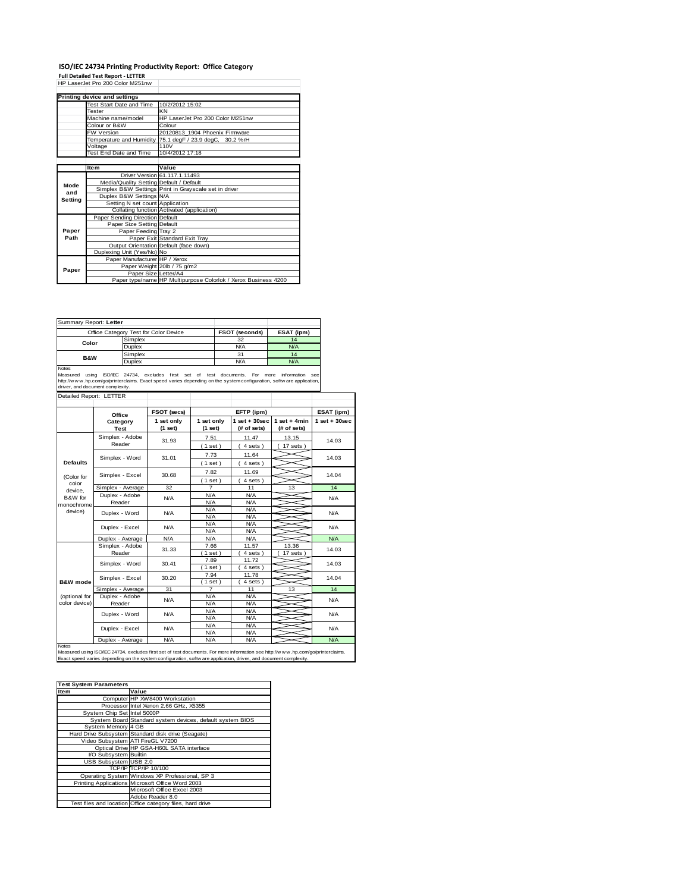# ISO/IEC 24734 Printing Productivity Report: Office Category

**Full Detailed Test Report - LETTER**

HP LaserJet Pro 200 Color M251nw

| Printing device and settings | |
|---|---|
| Test Start Date and Time | 10/2/2012 15:02 |
| Tester | KN |
| Machine name/model | HP LaserJet Pro 200 Color M251nw |
| Colour or B&W | Colour |
| FW Version | 20120813_1904 Phoenix Firmware |
| Temperature and Humidity | 75.1 degF / 23.9 degC, 30.2 %rH |
| Voltage | 110V |
| Test End Date and Time | 10/4/2012 17:18 |

| | Item | Value |
|---|---|---|
| Mode and Setting | Driver Version | 61.117.1.11493 |
| | Media/Quality Setting | Default / Default |
| | Simplex B&W Settings | Print in Grayscale set in driver |
| | Duplex B&W Settings | N/A |
| | Setting N set count | Application |
| | Collating function | Activated (application) |
| Paper Path | Paper Sending Direction | Default |
| | Paper Size Setting | Default |
| | Paper Feeding | Tray 2 |
| | Paper Exit | Standard Exit Tray |
| | Output Orientation | Default (face down) |
| | Duplexing Unit (Yes/No) | No |
| Paper | Paper Manufacturer | HP / Xerox |
| | Paper Weight | 20lb / 75 g/m2 |
| | Paper Size | Letter/A4 |
| | Paper type/name | HP Multipurpose Colorlok / Xerox Business 4200 |

Summary Report: **Letter**

| Office Category Test for Color Device | | FSOT (seconds) | ESAT (ipm) |
|---|---|---|---|
| Color | Simplex | 32 | 14 |
| | Duplex | N/A | N/A |
| B&W | Simplex | 31 | 14 |
| | Duplex | N/A | N/A |

Notes
Measured using ISO/IEC 24734, excludes first set of test documents. For more information see http://www.hp.com/go/printerclaims. Exact speed varies depending on the system configuration, software application, driver, and document complexity.

Detailed Report: LETTER

| | Office Category Test | FSOT (secs) 1 set only (1 set) | EFTP (ipm) 1 set only (1 set) | EFTP (ipm) 1 set + 30sec (# of sets) | EFTP (ipm) 1 set + 4min (# of sets) | ESAT (ipm) 1 set + 30sec |
|---|---|---|---|---|---|---|
| Defaults (Color for color device, B&W for monochrome device) | Simplex - Adobe Reader | 31.93 | 7.51 (1 set) | 11.47 (4 sets) | 13.15 (17 sets) | 14.03 |
| | Simplex - Word | 31.01 | 7.73 (1 set) | 11.64 (4 sets) | | 14.03 |
| | Simplex - Excel | 30.68 | 7.82 (1 set) | 11.69 (4 sets) | | 14.04 |
| | Simplex - Average | 32 | 7 | 11 | 13 | 14 |
| | Duplex - Adobe Reader | N/A | N/A N/A | N/A N/A | | N/A |
| | Duplex - Word | N/A | N/A N/A | N/A N/A | | N/A |
| | Duplex - Excel | N/A | N/A N/A | N/A N/A | | N/A |
| | Duplex - Average | N/A | N/A | N/A | | N/A |
| B&W mode (optional for color device) | Simplex - Adobe Reader | 31.33 | 7.66 (1 set) | 11.57 (4 sets) | 13.36 (17 sets) | 14.03 |
| | Simplex - Word | 30.41 | 7.89 (1 set) | 11.72 (4 sets) | | 14.03 |
| | Simplex - Excel | 30.20 | 7.94 (1 set) | 11.78 (4 sets) | | 14.04 |
| | Simplex - Average | 31 | 7 | 11 | 13 | 14 |
| | Duplex - Adobe Reader | N/A | N/A N/A | N/A N/A | | N/A |
| | Duplex - Word | N/A | N/A N/A | N/A N/A | | N/A |
| | Duplex - Excel | N/A | N/A N/A | N/A N/A | | N/A |
| | Duplex - Average | N/A | N/A | N/A | | N/A |

Notes
Measured using ISO/IEC 24734, excludes first set of test documents. For more information see http://www.hp.com/go/printerclaims. Exact speed varies depending on the system configuration, software application, driver, and document complexity.

| Test System Parameters | |
|---|---|
| **Item** | **Value** |
| Computer | HP XW8400 Workstation |
| Processor | Intel Xenon 2.66 GHz, X5355 |
| System Chip Set | Intel 5000P |
| System Board | Standard system devices, default system BIOS |
| System Memory | 4 GB |
| Hard Drive Subsystem | Standard disk drive (Seagate) |
| Video Subsystem | ATI FireGL V7200 |
| Optical Drive | HP GSA-H60L SATA interface |
| I/O Subsystem | Builtin |
| USB Subsystem | USB 2.0 |
| TCP/IP | TCP/IP 10/100 |
| Operating System | Windows XP Professional, SP 3 |
| Printing Applications | Microsoft Office Word 2003 |
| | Microsoft Office Excel 2003 |
| | Adobe Reader 8.0 |
| Test files and location | Office category files, hard drive |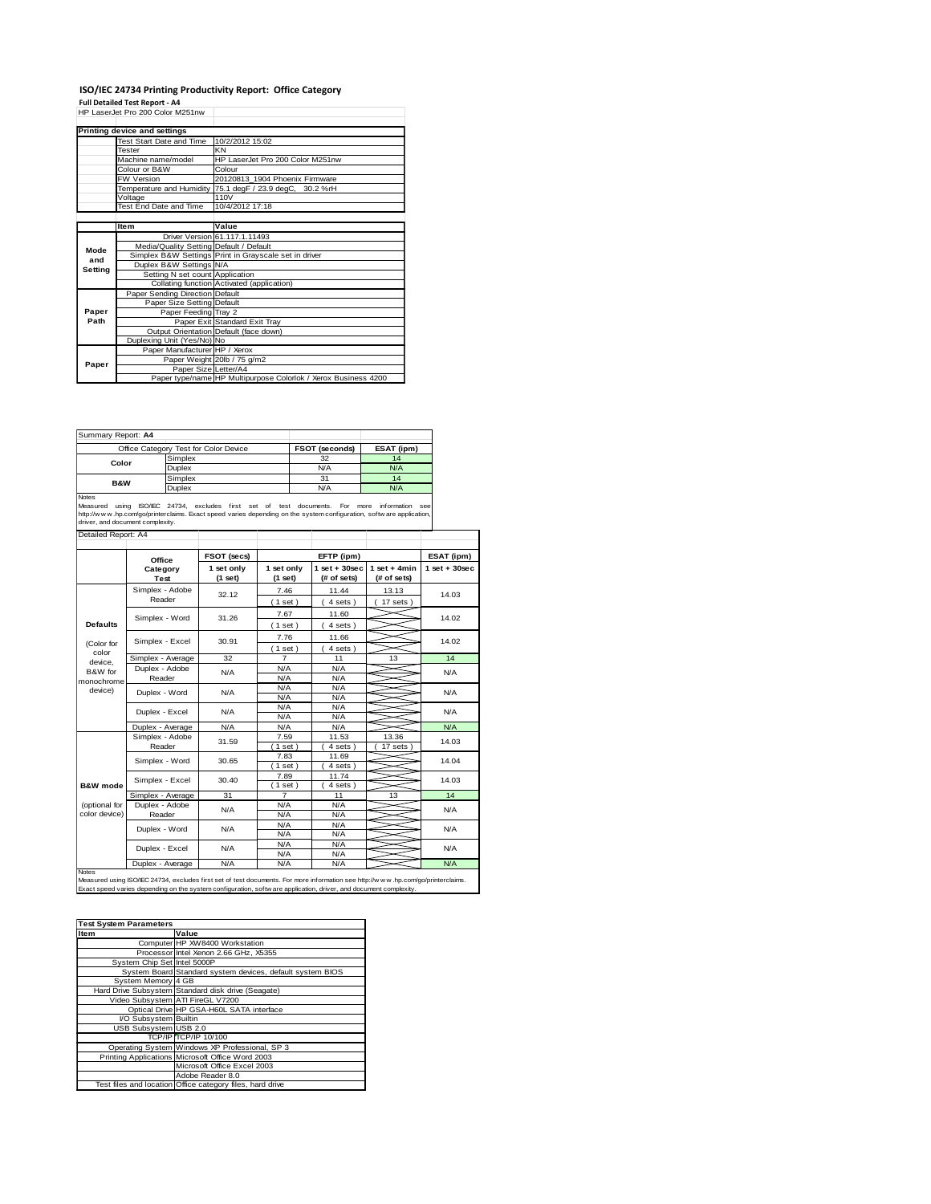# ISO/IEC 24734 Printing Productivity Report: Office Category

**Full Detailed Test Report - A4**

HP LaserJet Pro 200 Color M251nw

| Printing device and settings | |
|---|---|
| Test Start Date and Time | 10/2/2012 15:02 |
| Tester | KN |
| Machine name/model | HP LaserJet Pro 200 Color M251nw |
| Colour or B&W | Colour |
| FW Version | 20120813_1904 Phoenix Firmware |
| Temperature and Humidity | 75.1 degF / 23.9 degC, 30.2 %rH |
| Voltage | 110V |
| Test End Date and Time | 10/4/2012 17:18 |

| | Item | Value |
|---|---|---|
| Mode and Setting | Driver Version | 61.117.1.11493 |
| | Media/Quality Setting | Default / Default |
| | Simplex B&W Settings | Print in Grayscale set in driver |
| | Duplex B&W Settings | N/A |
| | Setting N set count | Application |
| | Collating function | Activated (application) |
| Paper Path | Paper Sending Direction | Default |
| | Paper Size Setting | Default |
| | Paper Feeding | Tray 2 |
| | Paper Exit | Standard Exit Tray |
| | Output Orientation | Default (face down) |
| | Duplexing Unit (Yes/No) | No |
| Paper | Paper Manufacturer | HP / Xerox |
| | Paper Weight | 20lb / 75 g/m2 |
| | Paper Size | Letter/A4 |
| | Paper type/name | HP Multipurpose Colorlok / Xerox Business 4200 |

Summary Report: **A4**

| Office Category Test for Color Device | | FSOT (seconds) | ESAT (ipm) |
|---|---|---|---|
| Color | Simplex | 32 | 14 |
| | Duplex | N/A | N/A |
| B&W | Simplex | 31 | 14 |
| | Duplex | N/A | N/A |

Notes
Measured using ISO/IEC 24734, excludes first set of test documents. For more information see http://www.hp.com/go/printerclaims. Exact speed varies depending on the system configuration, software application, driver, and document complexity.

Detailed Report: A4

| | Office Category Test | FSOT (secs) 1 set only (1 set) | EFTP (ipm) 1 set only (1 set) | EFTP (ipm) 1 set + 30sec (# of sets) | EFTP (ipm) 1 set + 4min (# of sets) | ESAT (ipm) 1 set + 30sec |
|---|---|---|---|---|---|---|
| Defaults (Color for color device, B&W for monochrome device) | Simplex - Adobe Reader | 32.12 | 7.46 (1 set) | 11.44 (4 sets) | 13.13 (17 sets) | 14.03 |
| | Simplex - Word | 31.26 | 7.67 (1 set) | 11.60 (4 sets) | | 14.02 |
| | Simplex - Excel | 30.91 | 7.76 (1 set) | 11.66 (4 sets) | | 14.02 |
| | Simplex - Average | 32 | 7 | 11 | 13 | 14 |
| | Duplex - Adobe Reader | N/A | N/A N/A | N/A N/A | | N/A |
| | Duplex - Word | N/A | N/A N/A | N/A N/A | | N/A |
| | Duplex - Excel | N/A | N/A N/A | N/A N/A | | N/A |
| | Duplex - Average | N/A | N/A | N/A | | N/A |
| B&W mode (optional for color device) | Simplex - Adobe Reader | 31.59 | 7.59 (1 set) | 11.53 (4 sets) | 13.36 (17 sets) | 14.03 |
| | Simplex - Word | 30.65 | 7.83 (1 set) | 11.69 (4 sets) | | 14.04 |
| | Simplex - Excel | 30.40 | 7.89 (1 set) | 11.74 (4 sets) | | 14.03 |
| | Simplex - Average | 31 | 7 | 11 | 13 | 14 |
| | Duplex - Adobe Reader | N/A | N/A N/A | N/A N/A | | N/A |
| | Duplex - Word | N/A | N/A N/A | N/A N/A | | N/A |
| | Duplex - Excel | N/A | N/A N/A | N/A N/A | | N/A |
| | Duplex - Average | N/A | N/A | N/A | | N/A |

Notes
Measured using ISO/IEC 24734, excludes first set of test documents. For more information see http://www.hp.com/go/printerclaims. Exact speed varies depending on the system configuration, software application, driver, and document complexity.

| Test System Parameters | |
|---|---|
| Item | Value |
| Computer | HP XW8400 Workstation |
| Processor | Intel Xenon 2.66 GHz, X5355 |
| System Chip Set | Intel 5000P |
| System Board | Standard system devices, default system BIOS |
| System Memory | 4 GB |
| Hard Drive Subsystem | Standard disk drive (Seagate) |
| Video Subsystem | ATI FireGL V7200 |
| Optical Drive | HP GSA-H60L SATA interface |
| I/O Subsystem | Builtin |
| USB Subsystem | USB 2.0 |
| TCP/IP | TCP/IP 10/100 |
| Operating System | Windows XP Professional, SP 3 |
| Printing Applications | Microsoft Office Word 2003 |
| | Microsoft Office Excel 2003 |
| | Adobe Reader 8.0 |
| Test files and location | Office category files, hard drive |